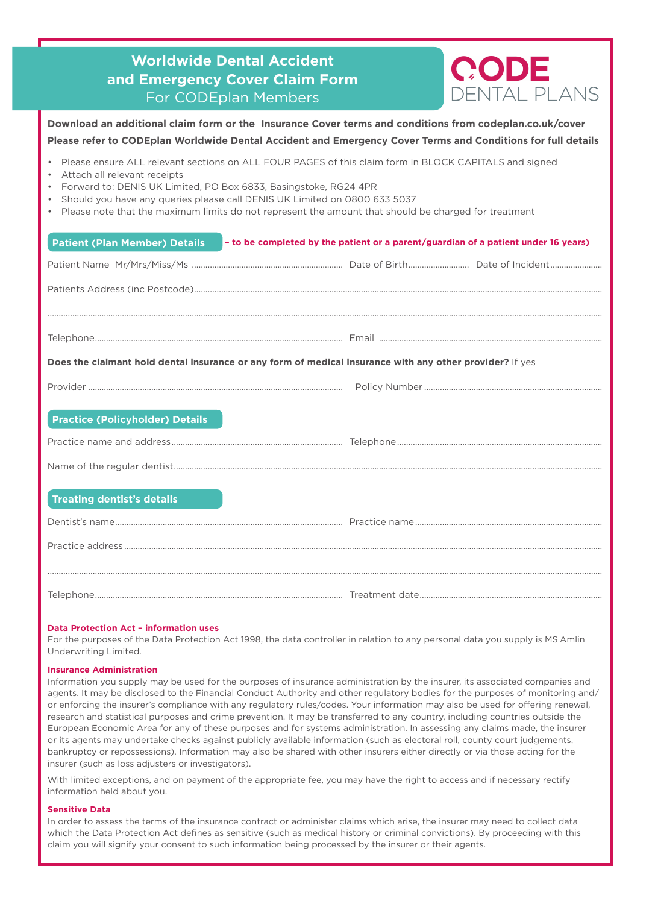# Worldwide Dental Accident and Emergency Cover Claim Form

For CODEplan Members

CODE DENTAL PLANS

**Download an additional claim form or the Insurance Cover terms and conditions from codeplan.co.uk/cover**

**Please refer to CODEplan Worldwide Dental Accident and Emergency Cover Terms and Conditions for full details**

- Please ensure ALL relevant sections on ALL FOUR PAGES of this claim form in BLOCK CAPITALS and signed
- Attach all relevant receipts
- Forward to: DENIS UK Limited, PO Box 6833, Basingstoke, RG24 4PR
- Should you have any queries please call DENIS UK Limited on 0800 633 5037
- Please note that the maximum limits do not represent the amount that should be charged for treatment

## Patient (Plan Member) Details

**– to be completed by the patient or a parent/guardian of a patient under 16 years)**

Patient Name Mr/Mrs/Miss/Ms .................................................. Date of Birth.......................... Date of Incident.......................

Patients Address (inc Postcode)..........................................................................................................................................

..........................................................................................................................................................................................

Telephone.................................................................................................. Email ..........................................................................

**Does the claimant hold dental insurance or any form of medical insurance with any other provider?** If yes

Provider .................................................................................................. Policy Number ..........................................................

## Practice (Policyholder) Details

Practice name and address............................................................................ Telephone............................................................

Name of the regular dentist..................................................................................................................................................

## Treating dentist's details

Dentist's name.......................................................................................... Practice name..........................................................

Practice address..........................................................................................................................................................................

..........................................................................................................................................................................................

Telephone.................................................................................................. Treatment date........................................................

**Data Protection Act – information uses**

For the purposes of the Data Protection Act 1998, the data controller in relation to any personal data you supply is MS Amlin Underwriting Limited.

**Insurance Administration**

Information you supply may be used for the purposes of insurance administration by the insurer, its associated companies and agents. It may be disclosed to the Financial Conduct Authority and other regulatory bodies for the purposes of monitoring and/ or enforcing the insurer's compliance with any regulatory rules/codes. Your information may also be used for offering renewal, research and statistical purposes and crime prevention. It may be transferred to any country, including countries outside the European Economic Area for any of these purposes and for systems administration. In assessing any claims made, the insurer or its agents may undertake checks against publicly available information (such as electoral roll, county court judgements, bankruptcy or repossessions). Information may also be shared with other insurers either directly or via those acting for the insurer (such as loss adjusters or investigators).

With limited exceptions, and on payment of the appropriate fee, you may have the right to access and if necessary rectify information held about you.

**Sensitive Data**

In order to assess the terms of the insurance contract or administer claims which arise, the insurer may need to collect data which the Data Protection Act defines as sensitive (such as medical history or criminal convictions). By proceeding with this claim you will signify your consent to such information being processed by the insurer or their agents.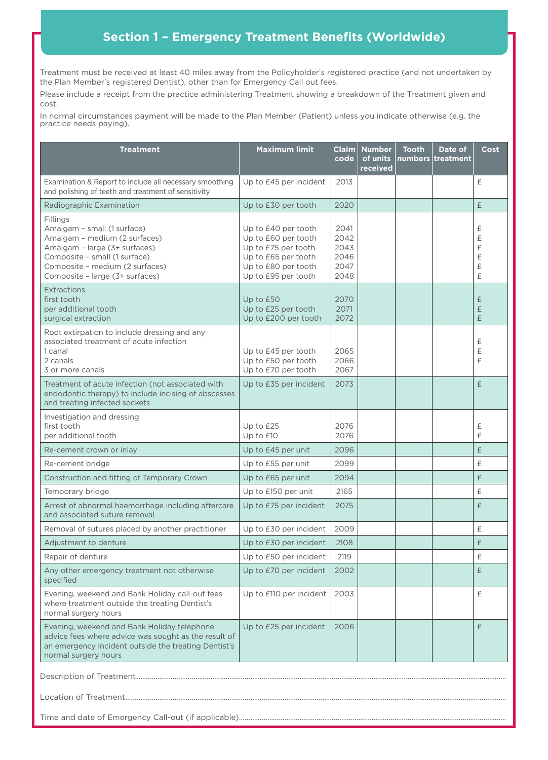## Section 1 – Emergency Treatment Benefits (Worldwide)

Treatment must be received at least 40 miles away from the Policyholder's registered practice (and not undertaken by the Plan Member's registered Dentist), other than for Emergency Call out fees.

Please include a receipt from the practice administering Treatment showing a breakdown of the Treatment given and cost.

In normal circumstances payment will be made to the Plan Member (Patient) unless you indicate otherwise (e.g. the practice needs paying).

| Treatment | Maximum limit | Claim code | Number of units received | Tooth numbers | Date of treatment | Cost |
|---|---|---|---|---|---|---|
| Examination & Report to include all necessary smoothing and polishing of teeth and treatment of sensitivity | Up to £45 per incident | 2013 | | | | £ |
| Radiographic Examination | Up to £30 per tooth | 2020 | | | | £ |
| Fillings | | | | | | |
| Amalgam – small (1 surface) | Up to £40 per tooth | 2041 | | | | £ |
| Amalgam – medium (2 surfaces) | Up to £60 per tooth | 2042 | | | | £ |
| Amalgam – large (3+ surfaces) | Up to £75 per tooth | 2043 | | | | £ |
| Composite – small (1 surface) | Up to £65 per tooth | 2046 | | | | £ |
| Composite – medium (2 surfaces) | Up to £80 per tooth | 2047 | | | | £ |
| Composite – large (3+ surfaces) | Up to £95 per tooth | 2048 | | | | £ |
| Extractions | | | | | | |
| first tooth | Up to £50 | 2070 | | | | £ |
| per additional tooth | Up to £25 per tooth | 2071 | | | | £ |
| surgical extraction | Up to £200 per tooth | 2072 | | | | £ |
| Root extirpation to include dressing and any associated treatment of acute infection | | | | | | |
| 1 canal | Up to £45 per tooth | 2065 | | | | £ |
| 2 canals | Up to £50 per tooth | 2066 | | | | £ |
| 3 or more canals | Up to £70 per tooth | 2067 | | | | £ |
| Treatment of acute infection (not associated with endodontic therapy) to include incising of abscesses and treating infected sockets | Up to £35 per incident | 2073 | | | | £ |
| Investigation and dressing | | | | | | |
| first tooth | Up to £25 | 2076 | | | | £ |
| per additional tooth | Up to £10 | 2076 | | | | £ |
| Re-cement crown or inlay | Up to £45 per unit | 2096 | | | | £ |
| Re-cement bridge | Up to £55 per unit | 2099 | | | | £ |
| Construction and fitting of Temporary Crown | Up to £65 per unit | 2094 | | | | £ |
| Temporary bridge | Up to £150 per unit | 2165 | | | | £ |
| Arrest of abnormal haemorrhage including aftercare and associated suture removal | Up to £75 per incident | 2075 | | | | £ |
| Removal of sutures placed by another practitioner | Up to £30 per incident | 2009 | | | | £ |
| Adjustment to denture | Up to £30 per incident | 2108 | | | | £ |
| Repair of denture | Up to £50 per incident | 2119 | | | | £ |
| Any other emergency treatment not otherwise specified | Up to £70 per incident | 2002 | | | | £ |
| Evening, weekend and Bank Holiday call-out fees where treatment outside the treating Dentist's normal surgery hours | Up to £110 per incident | 2003 | | | | £ |
| Evening, weekend and Bank Holiday telephone advice fees where advice was sought as the result of an emergency incident outside the treating Dentist's normal surgery hours | Up to £25 per incident | 2006 | | | | £ |

Description of Treatment.......................................................................................................................

Location of Treatment.......................................................................................................................

Time and date of Emergency Call-out (if applicable).......................................................................................................................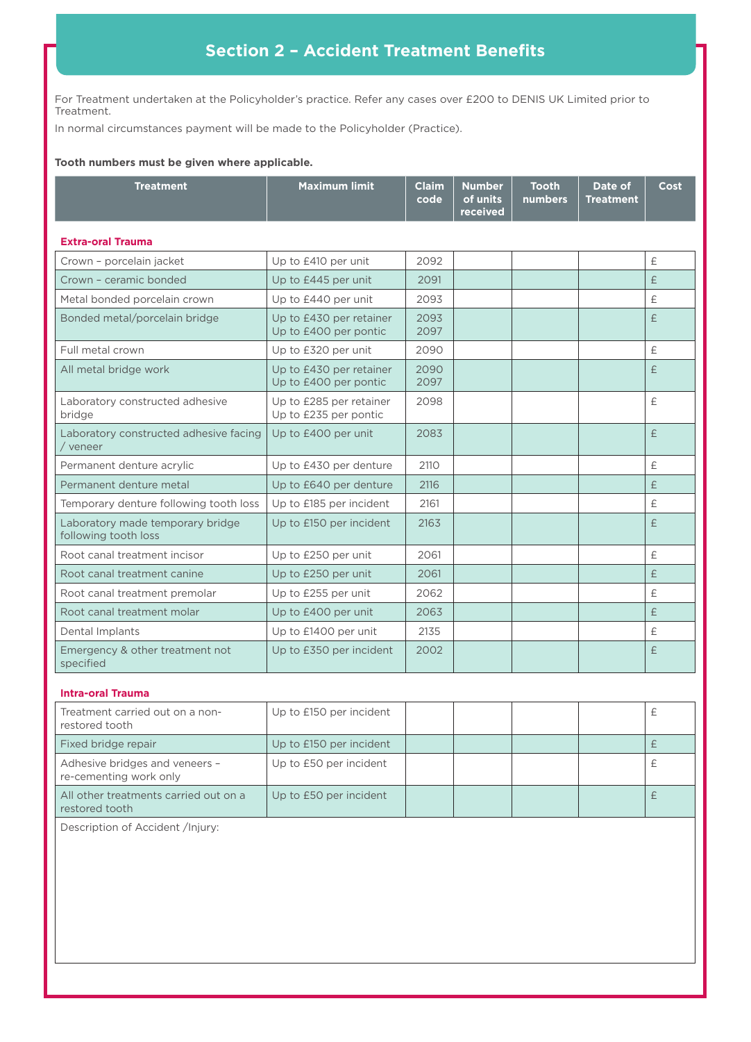## Section 2 – Accident Treatment Benefits

For Treatment undertaken at the Policyholder's practice. Refer any cases over £200 to DENIS UK Limited prior to Treatment.

In normal circumstances payment will be made to the Policyholder (Practice).

**Tooth numbers must be given where applicable.**

| Treatment | Maximum limit | Claim code | Number of units received | Tooth numbers | Date of Treatment | Cost |
|---|---|---|---|---|---|---|
| **Extra-oral Trauma** | | | | | | |
| Crown – porcelain jacket | Up to £410 per unit | 2092 | | | | £ |
| Crown – ceramic bonded | Up to £445 per unit | 2091 | | | | £ |
| Metal bonded porcelain crown | Up to £440 per unit | 2093 | | | | £ |
| Bonded metal/porcelain bridge | Up to £430 per retainer<br>Up to £400 per pontic | 2093<br>2097 | | | | £ |
| Full metal crown | Up to £320 per unit | 2090 | | | | £ |
| All metal bridge work | Up to £430 per retainer<br>Up to £400 per pontic | 2090<br>2097 | | | | £ |
| Laboratory constructed adhesive bridge | Up to £285 per retainer<br>Up to £235 per pontic | 2098 | | | | £ |
| Laboratory constructed adhesive facing / veneer | Up to £400 per unit | 2083 | | | | £ |
| Permanent denture acrylic | Up to £430 per denture | 2110 | | | | £ |
| Permanent denture metal | Up to £640 per denture | 2116 | | | | £ |
| Temporary denture following tooth loss | Up to £185 per incident | 2161 | | | | £ |
| Laboratory made temporary bridge following tooth loss | Up to £150 per incident | 2163 | | | | £ |
| Root canal treatment incisor | Up to £250 per unit | 2061 | | | | £ |
| Root canal treatment canine | Up to £250 per unit | 2061 | | | | £ |
| Root canal treatment premolar | Up to £255 per unit | 2062 | | | | £ |
| Root canal treatment molar | Up to £400 per unit | 2063 | | | | £ |
| Dental Implants | Up to £1400 per unit | 2135 | | | | £ |
| Emergency & other treatment not specified | Up to £350 per incident | 2002 | | | | £ |
| **Intra-oral Trauma** | | | | | | |
| Treatment carried out on a non-restored tooth | Up to £150 per incident | | | | | £ |
| Fixed bridge repair | Up to £150 per incident | | | | | £ |
| Adhesive bridges and veneers – re-cementing work only | Up to £50 per incident | | | | | £ |
| All other treatments carried out on a restored tooth | Up to £50 per incident | | | | | £ |

Description of Accident /Injury: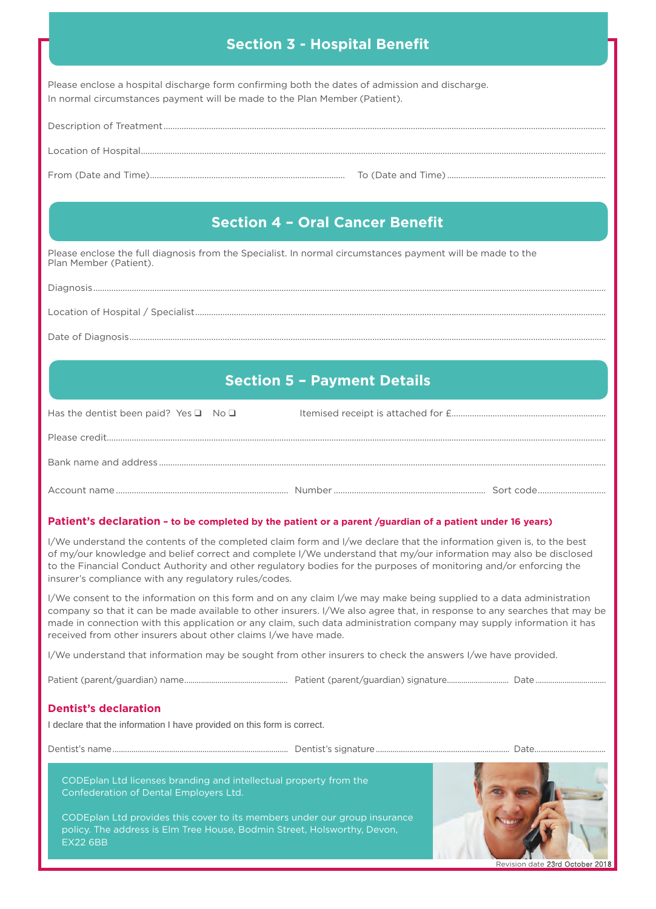## Section 3 - Hospital Benefit

Please enclose a hospital discharge form confirming both the dates of admission and discharge.
In normal circumstances payment will be made to the Plan Member (Patient).

Description of Treatment.......................................................................................................

Location of Hospital.......................................................................................................

From (Date and Time)....................................... To (Date and Time).......................................

## Section 4 – Oral Cancer Benefit

Please enclose the full diagnosis from the Specialist. In normal circumstances payment will be made to the Plan Member (Patient).

Diagnosis.......................................................................................................

Location of Hospital / Specialist.......................................................................................................

Date of Diagnosis.......................................................................................................

## Section 5 – Payment Details

Has the dentist been paid? Yes ❑ No ❑ Itemised receipt is attached for £.......................................

Please credit.......................................................................................................

Bank name and address.......................................................................................................

Account name....................................... Number....................................... Sort code.......................

### Patient's declaration – to be completed by the patient or a parent /guardian of a patient under 16 years)

I/We understand the contents of the completed claim form and I/we declare that the information given is, to the best of my/our knowledge and belief correct and complete I/We understand that my/our information may also be disclosed to the Financial Conduct Authority and other regulatory bodies for the purposes of monitoring and/or enforcing the insurer's compliance with any regulatory rules/codes.

I/We consent to the information on this form and on any claim I/we may make being supplied to a data administration company so that it can be made available to other insurers. I/We also agree that, in response to any searches that may be made in connection with this application or any claim, such data administration company may supply information it has received from other insurers about other claims I/we have made.

I/We understand that information may be sought from other insurers to check the answers I/we have provided.

Patient (parent/guardian) name....................... Patient (parent/guardian) signature....................... Date.......................

### Dentist's declaration

I declare that the information I have provided on this form is correct.

Dentist's name....................................... Dentist's signature....................................... Date.......................

CODEplan Ltd licenses branding and intellectual property from the Confederation of Dental Employers Ltd.

CODEplan Ltd provides this cover to its members under our group insurance policy. The address is Elm Tree House, Bodmin Street, Holsworthy, Devon, EX22 6BB

Revision date 23rd October 2018